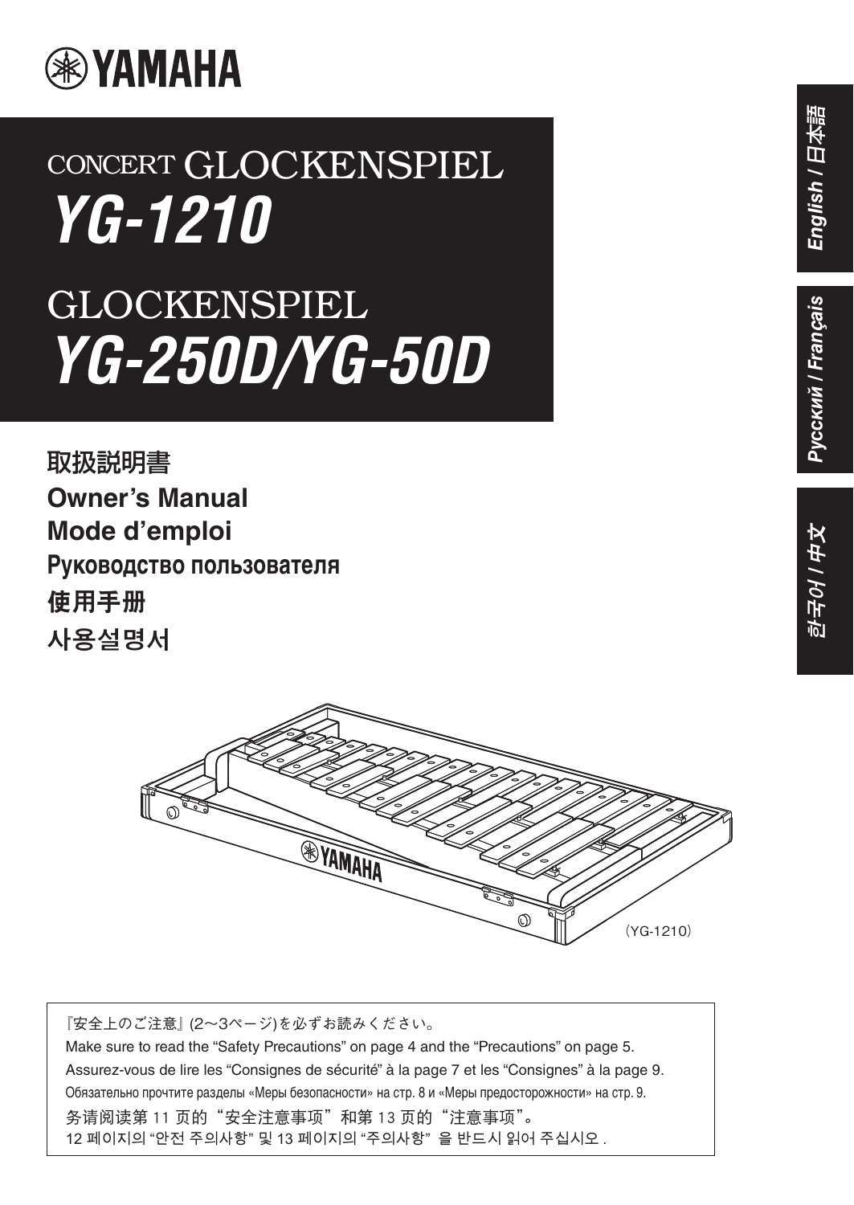# YAMAHA

CONCERT GLOCKENSPIEL

# YG-1210

GLOCKENSPIEL

# YG-250D/YG-50D

**取扱説明書**
**Owner's Manual**
**Mode d'emploi**
**Руководство пользователя**
**使用手册**
**사용설명서**

English / 日本語
Русский / Français
한국어 / 中文

（YG-1210）

『安全上のご注意』(2〜3ページ)を必ずお読みください。
Make sure to read the “Safety Precautions” on page 4 and the “Precautions” on page 5.
Assurez-vous de lire les “Consignes de sécurité” à la page 7 et les “Consignes” à la page 9.
Обязательно прочтите разделы «Меры безопасности» на стр. 8 и «Меры предосторожности» на стр. 9.
务请阅读第 11 页的“安全注意事项”和第 13 页的“注意事项”。
12 페이지의 “안전 주의사항” 및 13 페이지의 “주의사항” 을 반드시 읽어 주십시오 .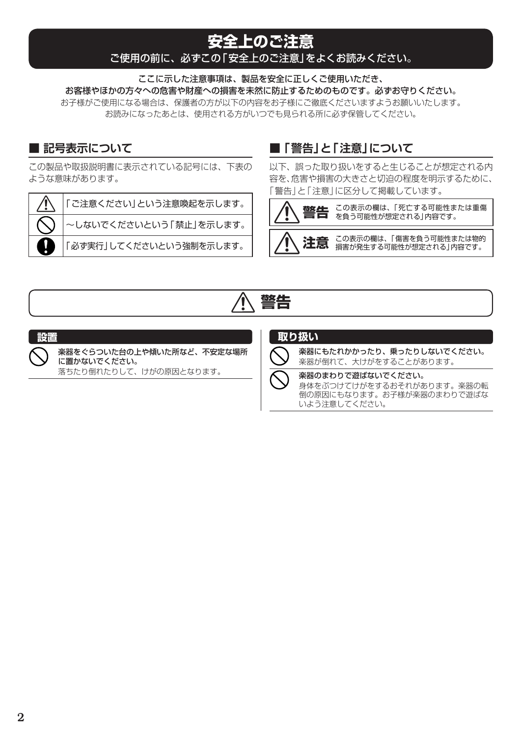# 安全上のご注意

ご使用の前に、必ずこの「安全上のご注意」をよくお読みください。

**ここに示した注意事項は、製品を安全に正しくご使用いただき、**
**お客様やほかの方々への危害や財産への損害を未然に防止するためのものです。必ずお守りください。**
お子様がご使用になる場合は、保護者の方が以下の内容をお子様にご徹底くださいますようお願いいたします。
お読みになったあとは、使用される方がいつでも見られる所に必ず保管してください。

## ■ 記号表示について

この製品や取扱説明書に表示されている記号には、下表のような意味があります。

| 記号 | 意味 |
|---|---|
| ⚠ | 「ご注意ください」という注意喚起を示します。 |
| 🚫 | ～しないでくださいという「禁止」を示します。 |
| ❗ | 「必ず実行」してくださいという強制を示します。 |

## ■「警告」と「注意」について

以下、誤った取り扱いをすると生じることが想定される内容を、危害や損害の大きさと切迫の程度を明示するために、「警告」と「注意」に区分して掲載しています。

| 区分 | 内容 |
|---|---|
| ⚠ **警告** | この表示の欄は、「死亡する可能性または重傷を負う可能性が想定される」内容です。 |
| ⚠ **注意** | この表示の欄は、「傷害を負う可能性または物的損害が発生する可能性が想定される」内容です。 |

# ⚠ 警告

### 設置

🚫 **楽器をぐらついた台の上や傾いた所など、不安定な場所に置かないでください。**
落ちたり倒れたりして、けがの原因となります。

### 取り扱い

🚫 **楽器にもたれかかったり、乗ったりしないでください。**
楽器が倒れて、大けがをすることがあります。

🚫 **楽器のまわりで遊ばないでください。**
身体をぶつけてけがをするおそれがあります。楽器の転倒の原因にもなります。お子様が楽器のまわりで遊ばないよう注意してください。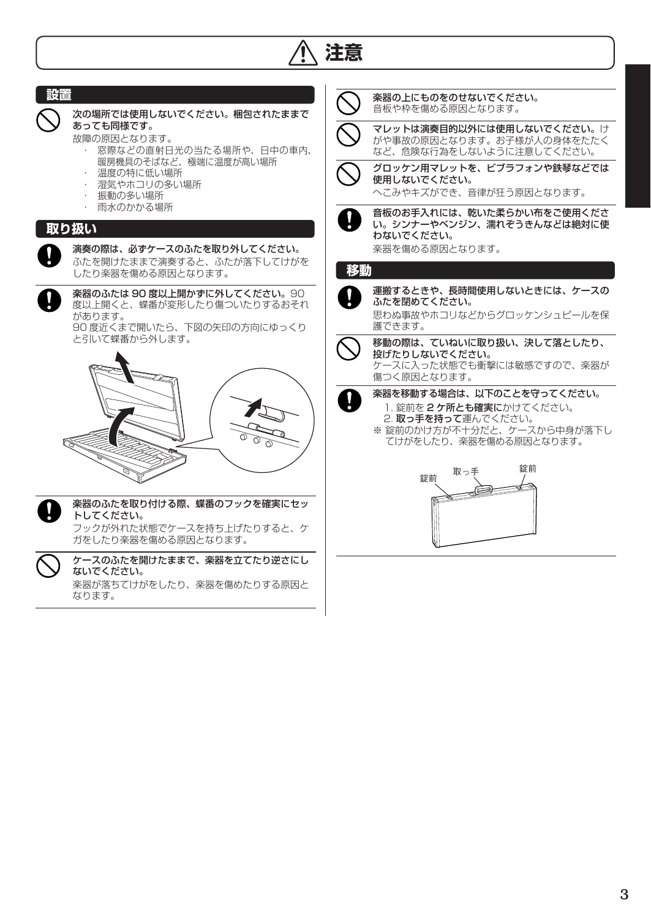# ⚠ 注意

## 設置

**次の場所では使用しないでください。梱包されたままであっても同様です。**
故障の原因となります。

- 窓際などの直射日光の当たる場所や、日中の車内、暖房機具のそばなど、極端に温度が高い場所
- 温度の特に低い場所
- 湿気やホコリの多い場所
- 振動の多い場所
- 雨水のかかる場所

## 取り扱い

**演奏の際は、必ずケースのふたを取り外してください。**
ふたを開けたままで演奏すると、ふたが落下してけがをしたり楽器を傷める原因となります。

**楽器のふたは 90 度以上開かずに外してください。** 90 度以上開くと、蝶番が変形したり傷ついたりするおそれがあります。
90 度近くまで開いたら、下図の矢印の方向にゆっくりと引いて蝶番から外します。

**楽器のふたを取り付ける際、蝶番のフックを確実にセットしてください。**
フックが外れた状態でケースを持ち上げたりすると、ケガをしたり楽器を傷める原因となります。

**ケースのふたを開けたままで、楽器を立てたり逆さにしないでください。**
楽器が落ちてけがをしたり、楽器を傷めたりする原因となります。

**楽器の上にものをのせないでください。**
音板や枠を傷める原因となります。

**マレットは演奏目的以外には使用しないでください。** けがや事故の原因となります。お子様が人の身体をたたくなど、危険な行為をしないように注意してください。

**グロッケン用マレットを、ビブラフォンや鉄琴などでは使用しないでください。**
へこみやキズができ、音律が狂う原因となります。

**音板のお手入れには、乾いた柔らかい布をご使用ください。シンナーやベンジン、濡れぞうきんなどは絶対に使わないでください。**
楽器を傷める原因となります。

## 移動

**運搬するときや、長時間使用しないときには、ケースのふたを閉めてください。**
思わぬ事故やホコリなどからグロッケンシュピールを保護できます。

**移動の際は、ていねいに取り扱い、決して落としたり、投げたりしないでください。**
ケースに入った状態でも衝撃には敏感ですので、楽器が傷つく原因となります。

**楽器を移動する場合は、以下のことを守ってください。**

1. 錠前を **2 ケ所とも確実に**かけてください。
2. **取っ手を持って**運んでください。

※ 錠前のかけ方が不十分だと、ケースから中身が落下してけがをしたり、楽器を傷める原因となります。

錠前　取っ手　錠前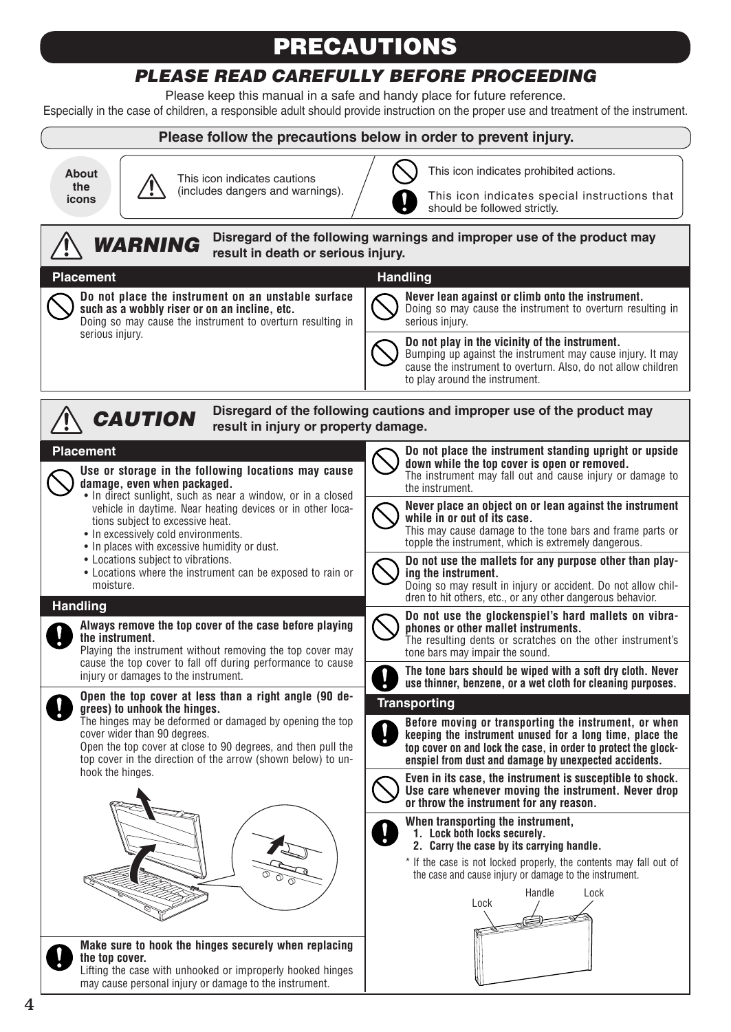# PRECAUTIONS

## *PLEASE READ CAREFULLY BEFORE PROCEEDING*

Please keep this manual in a safe and handy place for future reference.

Especially in the case of children, a responsible adult should provide instruction on the proper use and treatment of the instrument.

**Please follow the precautions below in order to prevent injury.**

**About the icons**

- This icon indicates cautions (includes dangers and warnings).
- This icon indicates prohibited actions.
- This icon indicates special instructions that should be followed strictly.

## *WARNING*

**Disregard of the following warnings and improper use of the product may result in death or serious injury.**

### Placement

**Do not place the instrument on an unstable surface such as a wobbly riser or on an incline, etc.**
Doing so may cause the instrument to overturn resulting in serious injury.

### Handling

**Never lean against or climb onto the instrument.**
Doing so may cause the instrument to overturn resulting in serious injury.

**Do not play in the vicinity of the instrument.**
Bumping up against the instrument may cause injury. It may cause the instrument to overturn. Also, do not allow children to play around the instrument.

## *CAUTION*

**Disregard of the following cautions and improper use of the product may result in injury or property damage.**

### Placement

**Use or storage in the following locations may cause damage, even when packaged.**

- In direct sunlight, such as near a window, or in a closed vehicle in daytime. Near heating devices or in other locations subject to excessive heat.
- In excessively cold environments.
- In places with excessive humidity or dust.
- Locations subject to vibrations.
- Locations where the instrument can be exposed to rain or moisture.

### Handling

**Always remove the top cover of the case before playing the instrument.**
Playing the instrument without removing the top cover may cause the top cover to fall off during performance to cause injury or damages to the instrument.

**Open the top cover at less than a right angle (90 degrees) to unhook the hinges.**
The hinges may be deformed or damaged by opening the top cover wider than 90 degrees.
Open the top cover at close to 90 degrees, and then pull the top cover in the direction of the arrow (shown below) to unhook the hinges.

**Make sure to hook the hinges securely when replacing the top cover.**
Lifting the case with unhooked or improperly hooked hinges may cause personal injury or damage to the instrument.

**Do not place the instrument standing upright or upside down while the top cover is open or removed.**
The instrument may fall out and cause injury or damage to the instrument.

**Never place an object on or lean against the instrument while in or out of its case.**
This may cause damage to the tone bars and frame parts or topple the instrument, which is extremely dangerous.

**Do not use the mallets for any purpose other than playing the instrument.**
Doing so may result in injury or accident. Do not allow children to hit others, etc., or any other dangerous behavior.

**Do not use the glockenspiel's hard mallets on vibraphones or other mallet instruments.**
The resulting dents or scratches on the other instrument's tone bars may impair the sound.

**The tone bars should be wiped with a soft dry cloth. Never use thinner, benzene, or a wet cloth for cleaning purposes.**

### Transporting

**Before moving or transporting the instrument, or when keeping the instrument unused for a long time, place the top cover on and lock the case, in order to protect the glockenspiel from dust and damage by unexpected accidents.**

**Even in its case, the instrument is susceptible to shock. Use care whenever moving the instrument. Never drop or throw the instrument for any reason.**

**When transporting the instrument,**
1. **Lock both locks securely.**
2. **Carry the case by its carrying handle.**

\* If the case is not locked properly, the contents may fall out of the case and cause injury or damage to the instrument.

Lock　Handle　Lock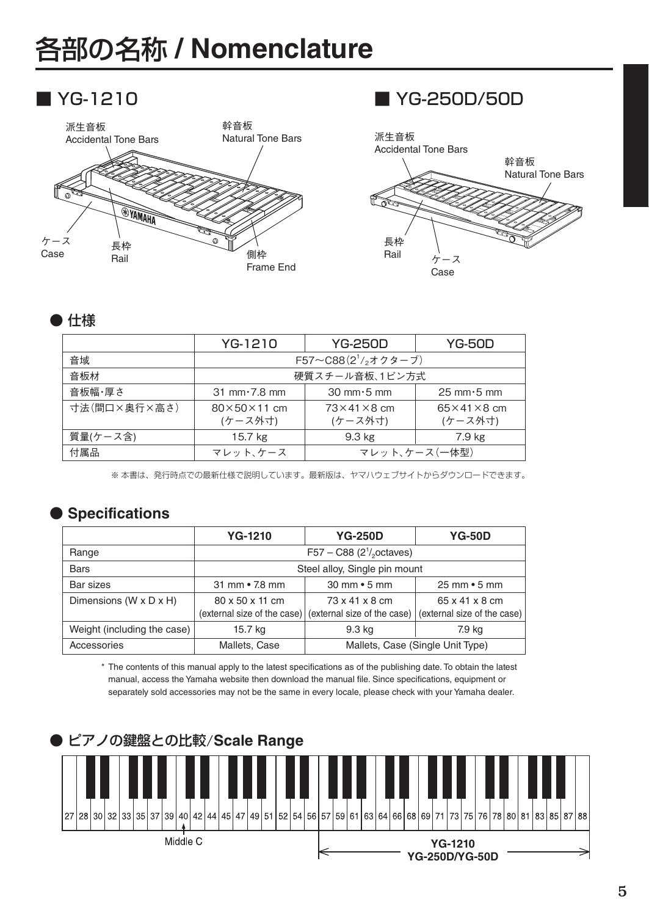# 各部の名称 / Nomenclature

## ■ YG-1210

派生音板
Accidental Tone Bars

幹音板
Natural Tone Bars

ケース
Case

長枠
Rail

側枠
Frame End

## ■ YG-250D/50D

派生音板
Accidental Tone Bars

幹音板
Natural Tone Bars

長枠
Rail

ケース
Case

### ● 仕様

| | YG-1210 | YG-250D | YG-50D |
|---|---|---|---|
| 音域 | F57〜C88(2¹/₂オクターブ) | | |
| 音板材 | 硬質スチール音板、1ピン方式 | | |
| 音板幅・厚さ | 31 mm・7.8 mm | 30 mm・5 mm | 25 mm・5 mm |
| 寸法(間口×奥行×高さ) | 80×50×11 cm (ケース外寸) | 73×41×8 cm (ケース外寸) | 65×41×8 cm (ケース外寸) |
| 質量(ケース含) | 15.7 kg | 9.3 kg | 7.9 kg |
| 付属品 | マレット、ケース | マレット、ケース(一体型) | |

※ 本書は、発行時点での最新仕様で説明しています。最新版は、ヤマハウェブサイトからダウンロードできます。

### ● Specifications

| | YG-1210 | YG-250D | YG-50D |
|---|---|---|---|
| Range | F57 – C88 (2¹/₂octaves) | | |
| Bars | Steel alloy, Single pin mount | | |
| Bar sizes | 31 mm • 7.8 mm | 30 mm • 5 mm | 25 mm • 5 mm |
| Dimensions (W x D x H) | 80 x 50 x 11 cm (external size of the case) | 73 x 41 x 8 cm (external size of the case) | 65 x 41 x 8 cm (external size of the case) |
| Weight (including the case) | 15.7 kg | 9.3 kg | 7.9 kg |
| Accessories | Mallets, Case | Mallets, Case (Single Unit Type) | |

* The contents of this manual apply to the latest specifications as of the publishing date. To obtain the latest manual, access the Yamaha website then download the manual file. Since specifications, equipment or separately sold accessories may not be the same in every locale, please check with your Yamaha dealer.

### ● ピアノの鍵盤との比較/Scale Range

27 28 30 32 33 35 37 39 40 42 44 45 47 49 51 52 54 56 57 59 61 63 64 66 68 69 71 73 75 76 78 80 81 83 85 87 88

Middle C

YG-1210
YG-250D/YG-50D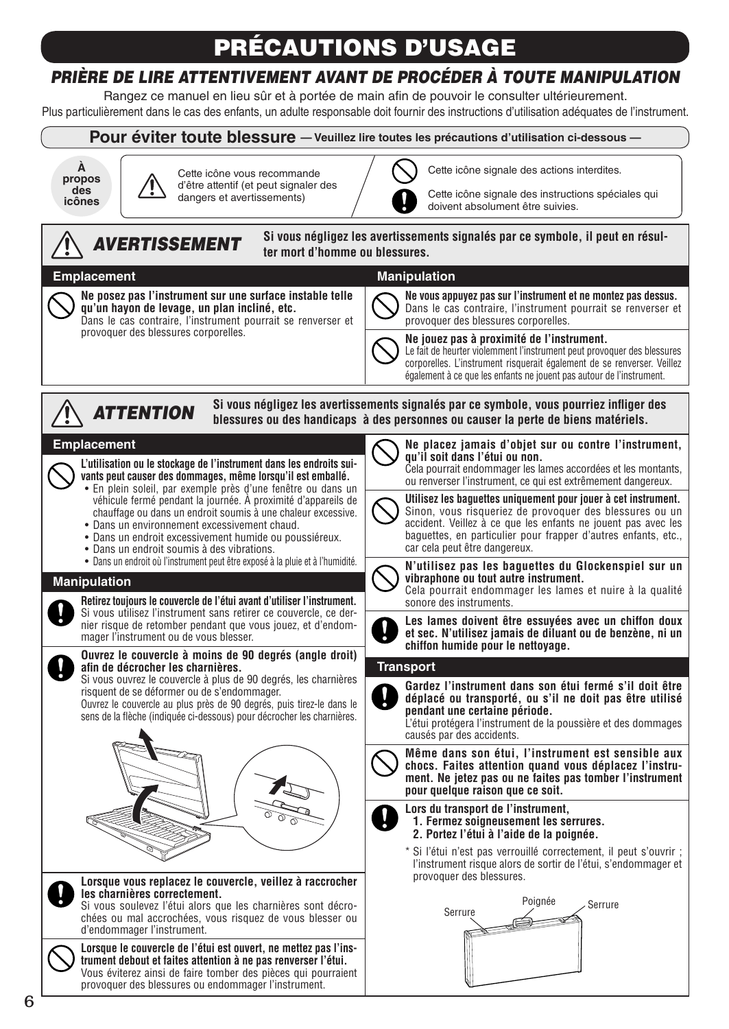# PRÉCAUTIONS D'USAGE

## *PRIÈRE DE LIRE ATTENTIVEMENT AVANT DE PROCÉDER À TOUTE MANIPULATION*

Rangez ce manuel en lieu sûr et à portée de main afin de pouvoir le consulter ultérieurement.

Plus particulièrement dans le cas des enfants, un adulte responsable doit fournir des instructions d'utilisation adéquates de l'instrument.

### Pour éviter toute blessure — Veuillez lire toutes les précautions d'utilisation ci-dessous —

**À propos des icônes**

- Cette icône vous recommande d'être attentif (et peut signaler des dangers et avertissements).
- Cette icône signale des actions interdites.
- Cette icône signale des instructions spéciales qui doivent absolument être suivies.

## *AVERTISSEMENT*

**Si vous négligez les avertissements signalés par ce symbole, il peut en résulter mort d'homme ou blessures.**

### Emplacement

**Ne posez pas l'instrument sur une surface instable telle qu'un hayon de levage, un plan incliné, etc.**
Dans le cas contraire, l'instrument pourrait se renverser et provoquer des blessures corporelles.

### Manipulation

**Ne vous appuyez pas sur l'instrument et ne montez pas dessus.**
Dans le cas contraire, l'instrument pourrait se renverser et provoquer des blessures corporelles.

**Ne jouez pas à proximité de l'instrument.**
Le fait de heurter violemment l'instrument peut provoquer des blessures corporelles. L'instrument risquerait également de se renverser. Veillez également à ce que les enfants ne jouent pas autour de l'instrument.

## *ATTENTION*

**Si vous négligez les avertissements signalés par ce symbole, vous pourriez infliger des blessures ou des handicaps à des personnes ou causer la perte de biens matériels.**

### Emplacement

**L'utilisation ou le stockage de l'instrument dans les endroits suivants peut causer des dommages, même lorsqu'il est emballé.**
- En plein soleil, par exemple près d'une fenêtre ou dans un véhicule fermé pendant la journée. À proximité d'appareils de chauffage ou dans un endroit soumis à une chaleur excessive.
- Dans un environnement excessivement chaud.
- Dans un endroit excessivement humide ou poussiéreux.
- Dans un endroit soumis à des vibrations.
- Dans un endroit où l'instrument peut être exposé à la pluie et à l'humidité.

### Manipulation

**Retirez toujours le couvercle de l'étui avant d'utiliser l'instrument.**
Si vous utilisez l'instrument sans retirer ce couvercle, ce dernier risque de retomber pendant que vous jouez, et d'endommager l'instrument ou de vous blesser.

**Ouvrez le couvercle à moins de 90 degrés (angle droit) afin de décrocher les charnières.**
Si vous ouvrez le couvercle à plus de 90 degrés, les charnières risquent de se déformer ou de s'endommager.
Ouvrez le couvercle au plus près de 90 degrés, puis tirez-le dans le sens de la flèche (indiquée ci-dessous) pour décrocher les charnières.

**Lorsque vous replacez le couvercle, veillez à raccrocher les charnières correctement.**
Si vous soulevez l'étui alors que les charnières sont décrochées ou mal accrochées, vous risquez de vous blesser ou d'endommager l'instrument.

**Lorsque le couvercle de l'étui est ouvert, ne mettez pas l'instrument debout et faites attention à ne pas renverser l'étui.**
Vous éviterez ainsi de faire tomber des pièces qui pourraient provoquer des blessures ou endommager l'instrument.

**Ne placez jamais d'objet sur ou contre l'instrument, qu'il soit dans l'étui ou non.**
Cela pourrait endommager les lames accordées et les montants, ou renverser l'instrument, ce qui est extrêmement dangereux.

**Utilisez les baguettes uniquement pour jouer à cet instrument.**
Sinon, vous risqueriez de provoquer des blessures ou un accident. Veillez à ce que les enfants ne jouent pas avec les baguettes, en particulier pour frapper d'autres enfants, etc., car cela peut être dangereux.

**N'utilisez pas les baguettes du Glockenspiel sur un vibraphone ou tout autre instrument.**
Cela pourrait endommager les lames et nuire à la qualité sonore des instruments.

**Les lames doivent être essuyées avec un chiffon doux et sec. N'utilisez jamais de diluant ou de benzène, ni un chiffon humide pour le nettoyage.**

### Transport

**Gardez l'instrument dans son étui fermé s'il doit être déplacé ou transporté, ou s'il ne doit pas être utilisé pendant une certaine période.**
L'étui protégera l'instrument de la poussière et des dommages causés par des accidents.

**Même dans son étui, l'instrument est sensible aux chocs. Faites attention quand vous déplacez l'instrument. Ne jetez pas ou ne faites pas tomber l'instrument pour quelque raison que ce soit.**

**Lors du transport de l'instrument,**
1. **Fermez soigneusement les serrures.**
2. **Portez l'étui à l'aide de la poignée.**

\* Si l'étui n'est pas verrouillé correctement, il peut s'ouvrir ; l'instrument risque alors de sortir de l'étui, s'endommager et provoquer des blessures.

Serrure — Poignée — Serrure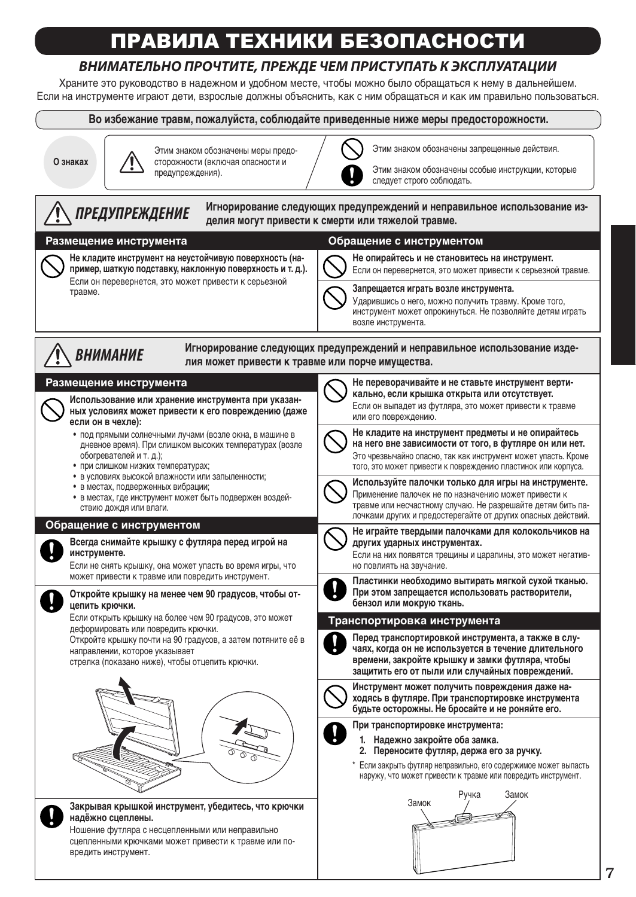# ПРАВИЛА ТЕХНИКИ БЕЗОПАСНОСТИ

## *ВНИМАТЕЛЬНО ПРОЧТИТЕ, ПРЕЖДЕ ЧЕМ ПРИСТУПАТЬ К ЭКСПЛУАТАЦИИ*

Храните это руководство в надежном и удобном месте, чтобы можно было обращаться к нему в дальнейшем.
Если на инструменте играют дети, взрослые должны объяснить, как с ним обращаться и как им правильно пользоваться.

**Во избежание травм, пожалуйста, соблюдайте приведенные ниже меры предосторожности.**

**О знаках**

- Этим знаком обозначены меры предосторожности (включая опасности и предупреждения).
- Этим знаком обозначены запрещенные действия.
- Этим знаком обозначены особые инструкции, которые следует строго соблюдать.

## *ПРЕДУПРЕЖДЕНИЕ*

**Игнорирование следующих предупреждений и неправильное использование изделия могут привести к смерти или тяжелой травме.**

### Размещение инструмента

**Не кладите инструмент на неустойчивую поверхность (например, шаткую подставку, наклонную поверхность и т. д.).**
Если он перевернется, это может привести к серьезной травме.

### Обращение с инструментом

**Не опирайтесь и не становитесь на инструмент.**
Если он перевернется, это может привести к серьезной травме.

**Запрещается играть возле инструмента.**
Ударившись о него, можно получить травму. Кроме того, инструмент может опрокинуться. Не позволяйте детям играть возле инструмента.

## *ВНИМАНИЕ*

**Игнорирование следующих предупреждений и неправильное использование изделия может привести к травме или порче имущества.**

### Размещение инструмента

**Использование или хранение инструмента при указанных условиях может привести к его повреждению (даже если он в чехле):**

- под прямыми солнечными лучами (возле окна, в машине в дневное время). При слишком высоких температурах (возле обогревателей и т. д.);
- при слишком низких температурах;
- в условиях высокой влажности или запыленности;
- в местах, подверженных вибрации;
- в местах, где инструмент может быть подвержен воздействию дождя или влаги.

### Обращение с инструментом

**Всегда снимайте крышку с футляра перед игрой на инструменте.**
Если не снять крышку, она может упасть во время игры, что может привести к травме или повредить инструмент.

**Откройте крышку на менее чем 90 градусов, чтобы отцепить крючки.**
Если открыть крышку на более чем 90 градусов, это может деформировать или повредить крючки.
Откройте крышку почти на 90 градусов, а затем потяните её в направлении, которое указывает стрелка (показано ниже), чтобы отцепить крючки.

**Закрывая крышкой инструмент, убедитесь, что крючки надёжно сцеплены.**
Ношение футляра с несцепленными или неправильно сцепленными крючками может привести к травме или повредить инструмент.

**Не переворачивайте и не ставьте инструмент вертикально, если крышка открыта или отсутствует.**
Если он выпадет из футляра, это может привести к травме или его повреждению.

**Не кладите на инструмент предметы и не опирайтесь на него вне зависимости от того, в футляре он или нет.**
Это чрезвычайно опасно, так как инструмент может упасть. Кроме того, это может привести к повреждению пластинок или корпуса.

**Используйте палочки только для игры на инструменте.**
Применение палочек не по назначению может привести к травме или несчастному случаю. Не разрешайте детям бить палочками других и предостерегайте от других опасных действий.

**Не играйте твердыми палочками для колокольчиков на других ударных инструментах.**
Если на них появятся трещины и царапины, это может негативно повлиять на звучание.

**Пластинки необходимо вытирать мягкой сухой тканью. При этом запрещается использовать растворители, бензол или мокрую ткань.**

### Транспортировка инструмента

**Перед транспортировкой инструмента, а также в случаях, когда он не используется в течение длительного времени, закройте крышку и замки футляра, чтобы защитить его от пыли или случайных повреждений.**

**Инструмент может получить повреждения даже находясь в футляре. При транспортировке инструмента будьте осторожны. Не бросайте и не роняйте его.**

**При транспортировке инструмента:**

1. **Надежно закройте оба замка.**
2. **Переносите футляр, держа его за ручку.**

\* Если закрыть футляр неправильно, его содержимое может выпасть наружу, что может привести к травме или повредить инструмент.

Замок — Ручка — Замок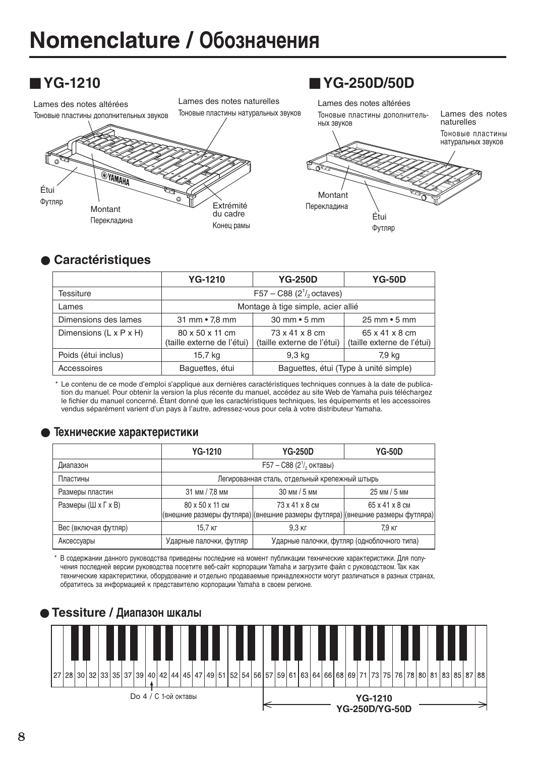# Nomenclature / Обозначения

## ■ YG-1210

Lames des notes altérées
Тоновые пластины дополнительных звуков

Lames des notes naturelles
Тоновые пластины натуральных звуков

Étui
Футляр

Montant
Перекладина

Extrémité du cadre
Конец рамы

## ■ YG-250D/50D

Lames des notes altérées
Тоновые пластины дополнительных звуков

Lames des notes naturelles
Тоновые пластины натуральных звуков

Montant
Перекладина

Étui
Футляр

### ● Caractéristiques

| | YG-1210 | YG-250D | YG-50D |
|---|---|---|---|
| Tessiture | F57 – C88 ($2^1/_2$ octaves) | | |
| Lames | Montage à tige simple, acier allié | | |
| Dimensions des lames | 31 mm • 7,8 mm | 30 mm • 5 mm | 25 mm • 5 mm |
| Dimensions (L x P x H) | 80 x 50 x 11 cm (taille externe de l'étui) | 73 x 41 x 8 cm (taille externe de l'étui) | 65 x 41 x 8 cm (taille externe de l'étui) |
| Poids (étui inclus) | 15,7 kg | 9,3 kg | 7,9 kg |
| Accessoires | Baguettes, étui | Baguettes, étui (Type à unité simple) | |

* Le contenu de ce mode d'emploi s'applique aux dernières caractéristiques techniques connues à la date de publication du manuel. Pour obtenir la version la plus récente du manuel, accédez au site Web de Yamaha puis téléchargez le fichier du manuel concerné. Étant donné que les caractéristiques techniques, les équipements et les accessoires vendus séparément varient d'un pays à l'autre, adressez-vous pour cela à votre distributeur Yamaha.

### ● Технические характеристики

| | YG-1210 | YG-250D | YG-50D |
|---|---|---|---|
| Диапазон | F57 – C88 ($2^1/_2$ октавы) | | |
| Пластины | Легированная сталь, отдельный крепежный штырь | | |
| Размеры пластин | 31 мм / 7,8 мм | 30 мм / 5 мм | 25 мм / 5 мм |
| Размеры (Ш x Г x В) | 80 x 50 x 11 см (внешние размеры футляра) | 73 x 41 x 8 см (внешние размеры футляра) | 65 x 41 x 8 см (внешние размеры футляра) |
| Вес (включая футляр) | 15,7 кг | 9,3 кг | 7,9 кг |
| Аксессуары | Ударные палочки, футляр | Ударные палочки, футляр (одноблочного типа) | |

* В содержании данного руководства приведены последние на момент публикации технические характеристики. Для получения последней версии руководства посетите веб-сайт корпорации Yamaha и загрузите файл с руководством. Так как технические характеристики, оборудование и отдельно продаваемые принадлежности могут различаться в разных странах, обратитесь за информацией к представителю корпорации Yamaha в своем регионе.

### ● Tessiture / Диапазон шкалы

27 28 30 32 33 35 37 39 40 42 44 45 47 49 51 52 54 56 57 59 61 63 64 66 68 69 71 73 75 76 78 80 81 83 85 87 88

Do 4 / C 1-ой октавы

YG-1210
YG-250D/YG-50D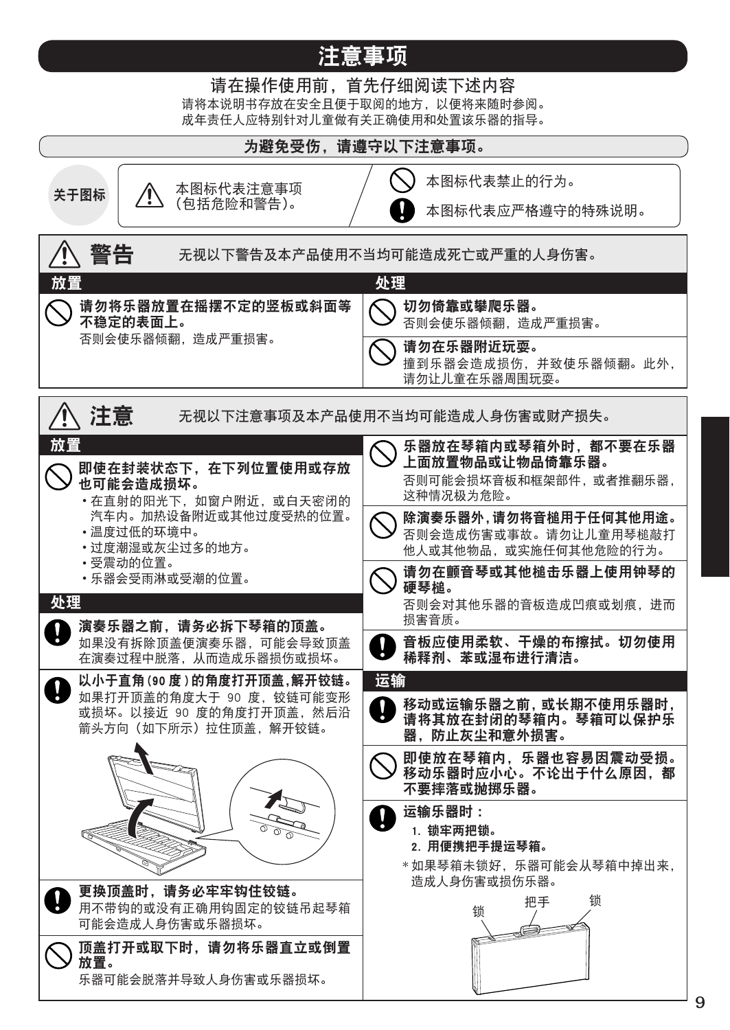# 注意事项

## 请在操作使用前，首先仔细阅读下述内容

请将本说明书存放在安全且便于取阅的地方，以便将来随时参阅。
成年责任人应特别针对儿童做有关正确使用和处置该乐器的指导。

### 为避免受伤，请遵守以下注意事项。

**关于图标**

- ⚠ 本图标代表注意事项（包括危险和警告）。
- 🚫 本图标代表禁止的行为。
- ❗ 本图标代表应严格遵守的特殊说明。

## ⚠ 警告

无视以下警告及本产品使用不当均可能造成死亡或严重的人身伤害。

### 放置

🚫 **请勿将乐器放置在摇摆不定的竖板或斜面等不稳定的表面上。**
否则会使乐器倾翻，造成严重损害。

### 处理

🚫 **切勿倚靠或攀爬乐器。**
否则会使乐器倾翻，造成严重损害。

🚫 **请勿在乐器附近玩耍。**
撞到乐器会造成损伤，并致使乐器倾翻。此外，请勿让儿童在乐器周围玩耍。

## ⚠ 注意

无视以下注意事项及本产品使用不当均可能造成人身伤害或财产损失。

### 放置

🚫 **即使在封装状态下，在下列位置使用或存放也可能会造成损坏。**

- 在直射的阳光下，如窗户附近，或白天密闭的汽车内。加热设备附近或其他过度受热的位置。
- 温度过低的环境中。
- 过度潮湿或灰尘过多的地方。
- 受震动的位置。
- 乐器会受雨淋或受潮的位置。

### 处理

❗ **演奏乐器之前，请务必拆下琴箱的顶盖。**
如果没有拆除顶盖便演奏乐器，可能会导致顶盖在演奏过程中脱落，从而造成乐器损伤或损坏。

❗ **以小于直角(90 度)的角度打开顶盖,解开铰链。**
如果打开顶盖的角度大于 90 度，铰链可能变形或损坏。以接近 90 度的角度打开顶盖，然后沿箭头方向（如下所示）拉住顶盖，解开铰链。

❗ **更换顶盖时，请务必牢牢钩住铰链。**
用不带钩的或没有正确用钩固定的铰链吊起琴箱可能会造成人身伤害或乐器损坏。

🚫 **顶盖打开或取下时，请勿将乐器直立或倒置放置。**
乐器可能会脱落并导致人身伤害或乐器损坏。

🚫 **乐器放在琴箱内或琴箱外时，都不要在乐器上面放置物品或让物品倚靠乐器。**
否则可能会损坏音板和框架部件，或者推翻乐器，这种情况极为危险。

🚫 **除演奏乐器外，请勿将音槌用于任何其他用途。**
否则会造成伤害或事故。请勿让儿童用琴槌敲打他人或其他物品，或实施任何其他危险的行为。

🚫 **请勿在颤音琴或其他槌击乐器上使用钟琴的硬琴槌。**
否则会对其他乐器的音板造成凹痕或划痕，进而损害音质。

❗ **音板应使用柔软、干燥的布擦拭。切勿使用稀释剂、苯或湿布进行清洁。**

### 运输

❗ **移动或运输乐器之前，或长期不使用乐器时，请将其放在封闭的琴箱内。琴箱可以保护乐器，防止灰尘和意外损害。**

🚫 **即使放在琴箱内，乐器也容易因震动受损。移动乐器时应小心。不论出于什么原因，都不要摔落或抛掷乐器。**

❗ **运输乐器时：**

1. **锁牢两把锁。**
2. **用便携把手提运琴箱。**

*如果琴箱未锁好，乐器可能会从琴箱中掉出来，造成人身伤害或损伤乐器。

锁　把手　锁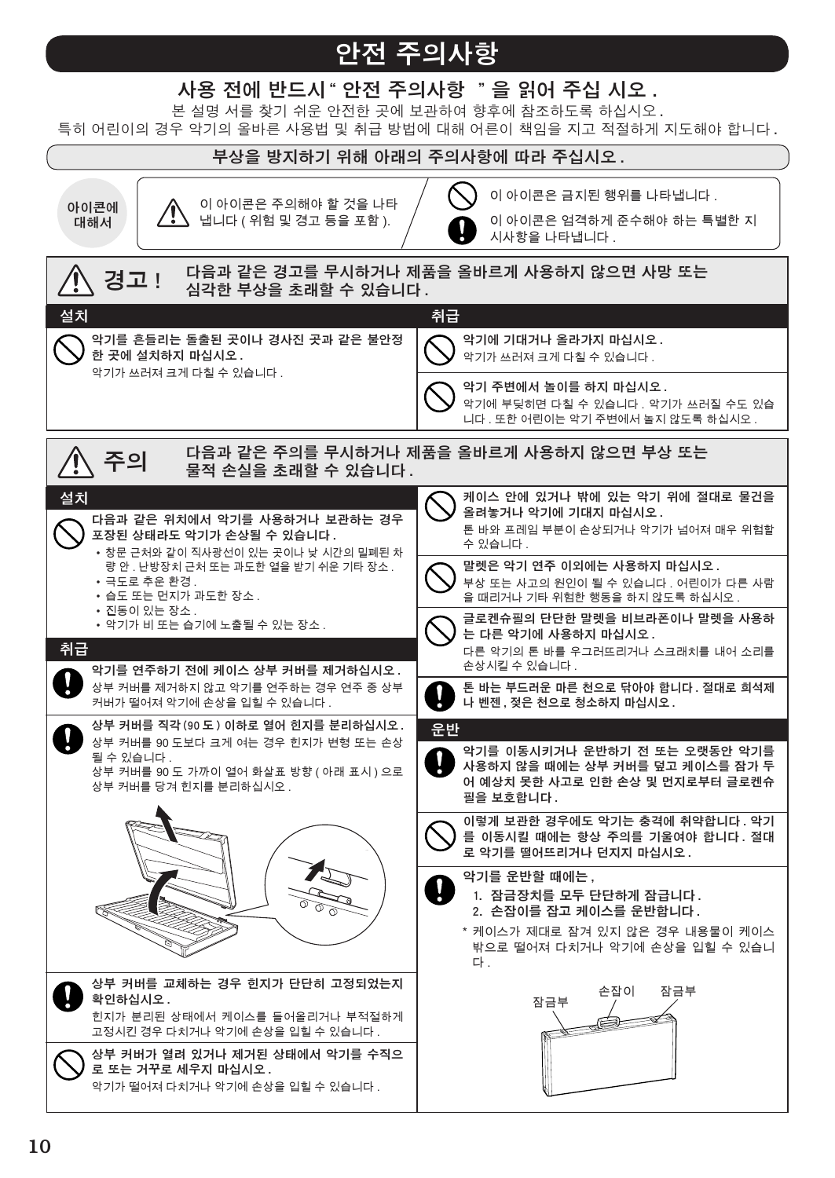# 안전 주의사항

## 사용 전에 반드시 " 안전 주의사항 " 을 읽어 주십 시오 .

본 설명 서를 찾기 쉬운 안전한 곳에 보관하여 향후에 참조하도록 하십시오 .
특히 어린이의 경우 악기의 올바른 사용법 및 취급 방법에 대해 어른이 책임을 지고 적절하게 지도해야 합니다 .

**부상을 방지하기 위해 아래의 주의사항에 따라 주십시오 .**

**아이콘에 대해서**

- ⚠ 이 아이콘은 주의해야 할 것을 나타냅니다 ( 위험 및 경고 등을 포함 ).
- ⊘ 이 아이콘은 금지된 행위를 나타냅니다 .
- ❗ 이 아이콘은 엄격하게 준수해야 하는 특별한 지시사항을 나타냅니다 .

## ⚠ 경고 !

**다음과 같은 경고를 무시하거나 제품을 올바르게 사용하지 않으면 사망 또는 심각한 부상을 초래할 수 있습니다 .**

### 설치

⊘ **악기를 흔들리는 돌출된 곳이나 경사진 곳과 같은 불안정한 곳에 설치하지 마십시오 .**
악기가 쓰러져 크게 다칠 수 있습니다 .

### 취급

⊘ **악기에 기대거나 올라가지 마십시오 .**
악기가 쓰러져 크게 다칠 수 있습니다 .

⊘ **악기 주변에서 놀이를 하지 마십시오 .**
악기에 부딪히면 다칠 수 있습니다 . 악기가 쓰러질 수도 있습니다 . 또한 어린이는 악기 주변에서 놀지 않도록 하십시오 .

## ⚠ 주의

**다음과 같은 주의를 무시하거나 제품을 올바르게 사용하지 않으면 부상 또는 물적 손실을 초래할 수 있습니다 .**

### 설치

⊘ **다음과 같은 위치에서 악기를 사용하거나 보관하는 경우 포장된 상태라도 악기가 손상될 수 있습니다 .**

- 창문 근처와 같이 직사광선이 있는 곳이나 낮 시간의 밀폐된 차량 안 . 난방장치 근처 또는 과도한 열을 받기 쉬운 기타 장소 .
- 극도로 추운 환경 .
- 습도 또는 먼지가 과도한 장소 .
- 진동이 있는 장소 .
- 악기가 비 또는 습기에 노출될 수 있는 장소 .

### 취급

❗ **악기를 연주하기 전에 케이스 상부 커버를 제거하십시오 .**
상부 커버를 제거하지 않고 악기를 연주하는 경우 연주 중 상부 커버가 떨어져 악기에 손상을 입힐 수 있습니다 .

❗ **상부 커버를 직각 (90 도 ) 이하로 열어 힌지를 분리하십시오 .**
상부 커버를 90 도보다 크게 여는 경우 힌지가 변형 또는 손상될 수 있습니다 .
상부 커버를 90 도 가까이 열어 화살표 방향 ( 아래 표시 ) 으로 상부 커버를 당겨 힌지를 분리하십시오 .

❗ **상부 커버를 교체하는 경우 힌지가 단단히 고정되었는지 확인하십시오 .**
힌지가 분리된 상태에서 케이스를 들어올리거나 부적절하게 고정시킨 경우 다치거나 악기에 손상을 입힐 수 있습니다 .

⊘ **상부 커버가 열려 있거나 제거된 상태에서 악기를 수직으로 또는 거꾸로 세우지 마십시오 .**
악기가 떨어져 다치거나 악기에 손상을 입힐 수 있습니다 .

⊘ **케이스 안에 있거나 밖에 있는 악기 위에 절대로 물건을 올려놓거나 악기에 기대지 마십시오 .**
톤 바와 프레임 부분이 손상되거나 악기가 넘어져 매우 위험할 수 있습니다 .

⊘ **말렛은 악기 연주 이외에는 사용하지 마십시오 .**
부상 또는 사고의 원인이 될 수 있습니다 . 어린이가 다른 사람을 때리거나 기타 위험한 행동을 하지 않도록 하십시오 .

⊘ **글로켄슈필의 단단한 말렛을 비브라폰이나 말렛을 사용하는 다른 악기에 사용하지 마십시오 .**
다른 악기의 톤 바를 우그러뜨리거나 스크래치를 내어 소리를 손상시킬 수 있습니다 .

❗ **톤 바는 부드러운 마른 천으로 닦아야 합니다 . 절대로 희석제나 벤젠 , 젖은 천으로 청소하지 마십시오 .**

### 운반

❗ **악기를 이동시키거나 운반하기 전 또는 오랫동안 악기를 사용하지 않을 때에는 상부 커버를 덮고 케이스를 잠가 두어 예상치 못한 사고로 인한 손상 및 먼지로부터 글로켄슈필을 보호합니다 .**

⊘ **이렇게 보관한 경우에도 악기는 충격에 취약합니다 . 악기를 이동시킬 때에는 항상 주의를 기울여야 합니다 . 절대로 악기를 떨어뜨리거나 던지지 마십시오 .**

❗ **악기를 운반할 때에는 ,**

1. **잠금장치를 모두 단단하게 잠급니다 .**
2. **손잡이를 잡고 케이스를 운반합니다 .**

\* 케이스가 제대로 잠겨 있지 않은 경우 내용물이 케이스 밖으로 떨어져 다치거나 악기에 손상을 입힐 수 있습니다 .

잠금부 / 손잡이 / 잠금부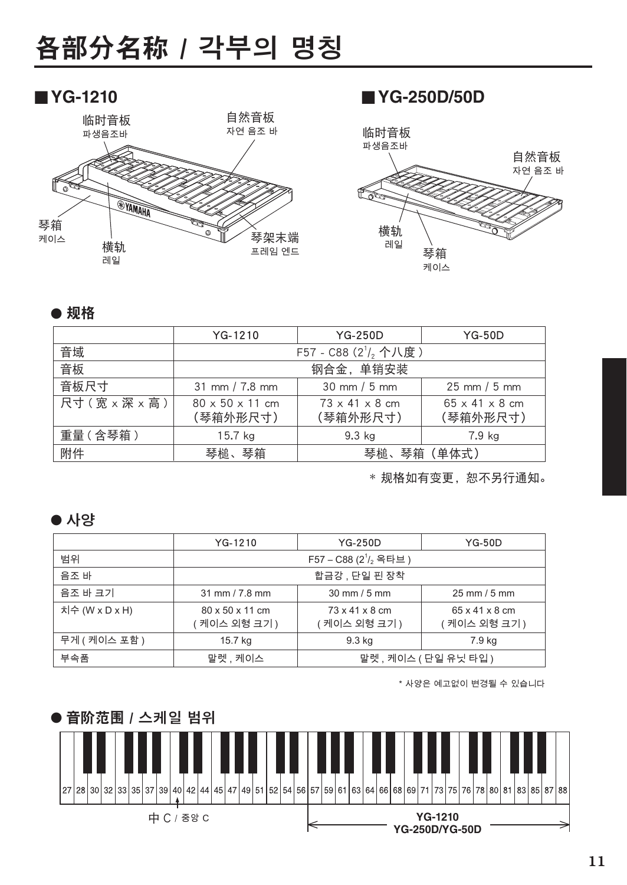# 各部分名称 / 각부의 명칭

## ■ YG-1210

临时音板
파생음조바

自然音板
자연 음조 바

琴箱
케이스

横轨
레일

琴架末端
프레임 엔드

## ■ YG-250D/50D

临时音板
파생음조바

自然音板
자연 음조 바

横轨
레일

琴箱
케이스

### ● 规格

| | YG-1210 | YG-250D | YG-50D |
|---|---|---|---|
| 音域 | F57 - C88 ($2^1/_2$ 个八度) | | |
| 音板 | 钢合金，单销安装 | | |
| 音板尺寸 | 31 mm / 7.8 mm | 30 mm / 5 mm | 25 mm / 5 mm |
| 尺寸 ( 宽 x 深 x 高 ) | 80 x 50 x 11 cm (琴箱外形尺寸) | 73 x 41 x 8 cm (琴箱外形尺寸) | 65 x 41 x 8 cm (琴箱外形尺寸) |
| 重量 ( 含琴箱 ) | 15.7 kg | 9.3 kg | 7.9 kg |
| 附件 | 琴槌、琴箱 | 琴槌、琴箱（单体式） | |

* 规格如有变更，恕不另行通知。

### ● 사양

| | YG-1210 | YG-250D | YG-50D |
|---|---|---|---|
| 범위 | F57 – C88 ($2^1/_2$ 옥타브 ) | | |
| 음조 바 | 합금강 , 단일 핀 장착 | | |
| 음조 바 크기 | 31 mm / 7.8 mm | 30 mm / 5 mm | 25 mm / 5 mm |
| 치수 (W x D x H) | 80 x 50 x 11 cm ( 케이스 외형 크기 ) | 73 x 41 x 8 cm ( 케이스 외형 크기 ) | 65 x 41 x 8 cm ( 케이스 외형 크기 ) |
| 무게 ( 케이스 포함 ) | 15.7 kg | 9.3 kg | 7.9 kg |
| 부속품 | 말렛 , 케이스 | 말렛 , 케이스 ( 단일 유닛 타입 ) | |

* 사양은 예고없이 변경될 수 있습니다

### ● 音阶范围 / 스케일 범위

27 28 30 32 33 35 37 39 40 42 44 45 47 49 51 52 54 56 57 59 61 63 64 66 68 69 71 73 75 76 78 80 81 83 85 87 88

中 C / 중앙 C

YG-1210
YG-250D/YG-50D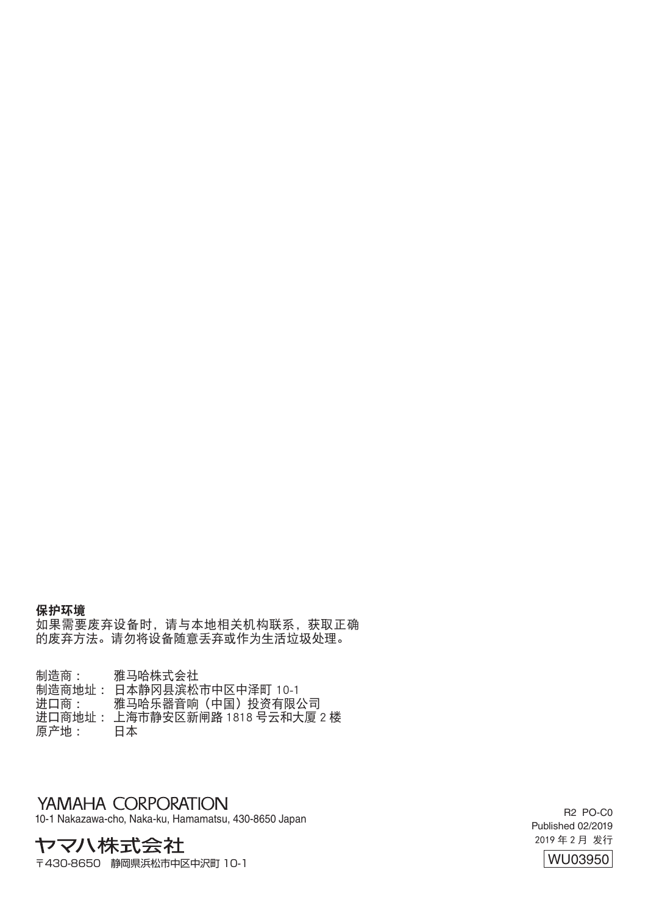**保护环境**

如果需要废弃设备时，请与本地相关机构联系，获取正确的废弃方法。请勿将设备随意丢弃或作为生活垃圾处理。

制造商：　　雅马哈株式会社
制造商地址：日本静冈县滨松市中区中泽町 10-1
进口商：　　雅马哈乐器音响（中国）投资有限公司
进口商地址：上海市静安区新闸路 1818 号云和大厦 2 楼
原产地：　　日本

YAMAHA CORPORATION
10-1 Nakazawa-cho, Naka-ku, Hamamatsu, 430-8650 Japan

ヤマハ株式会社
〒430-8650　静岡県浜松市中区中沢町 10-1

R2 PO-C0
Published 02/2019
2019 年 2 月 发行

WU03950